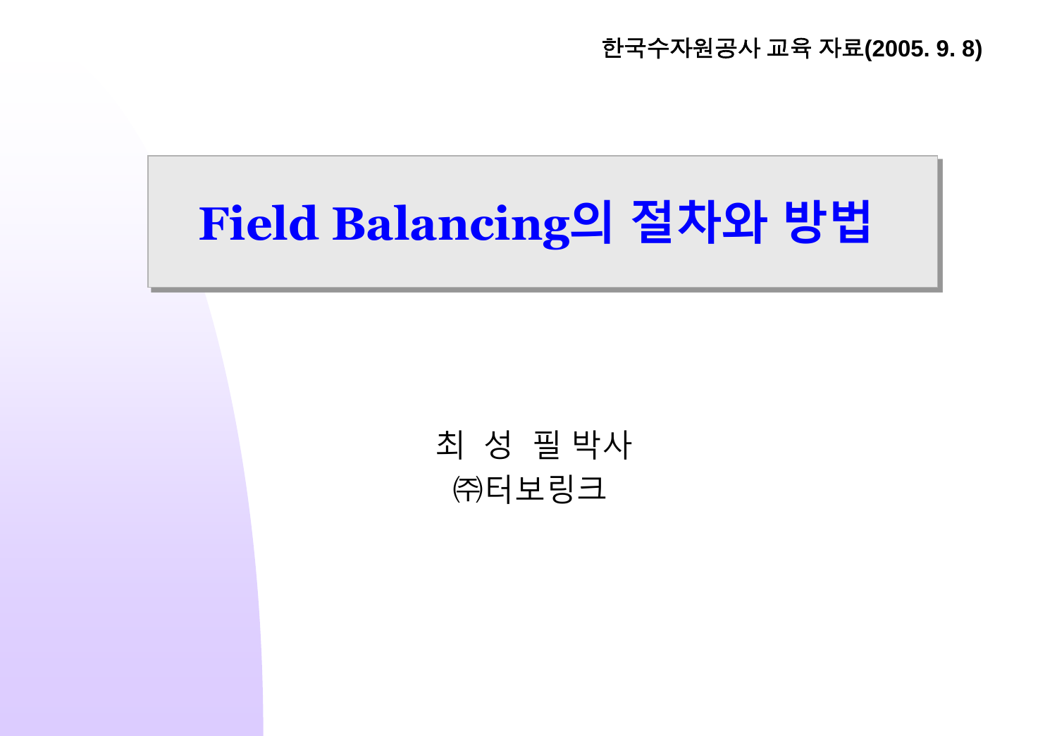한국수자원공사 교육 자료(2005. 9. 8)

# Field Balancing의 절차와 방법

최 성 필 박사

㈜터보링크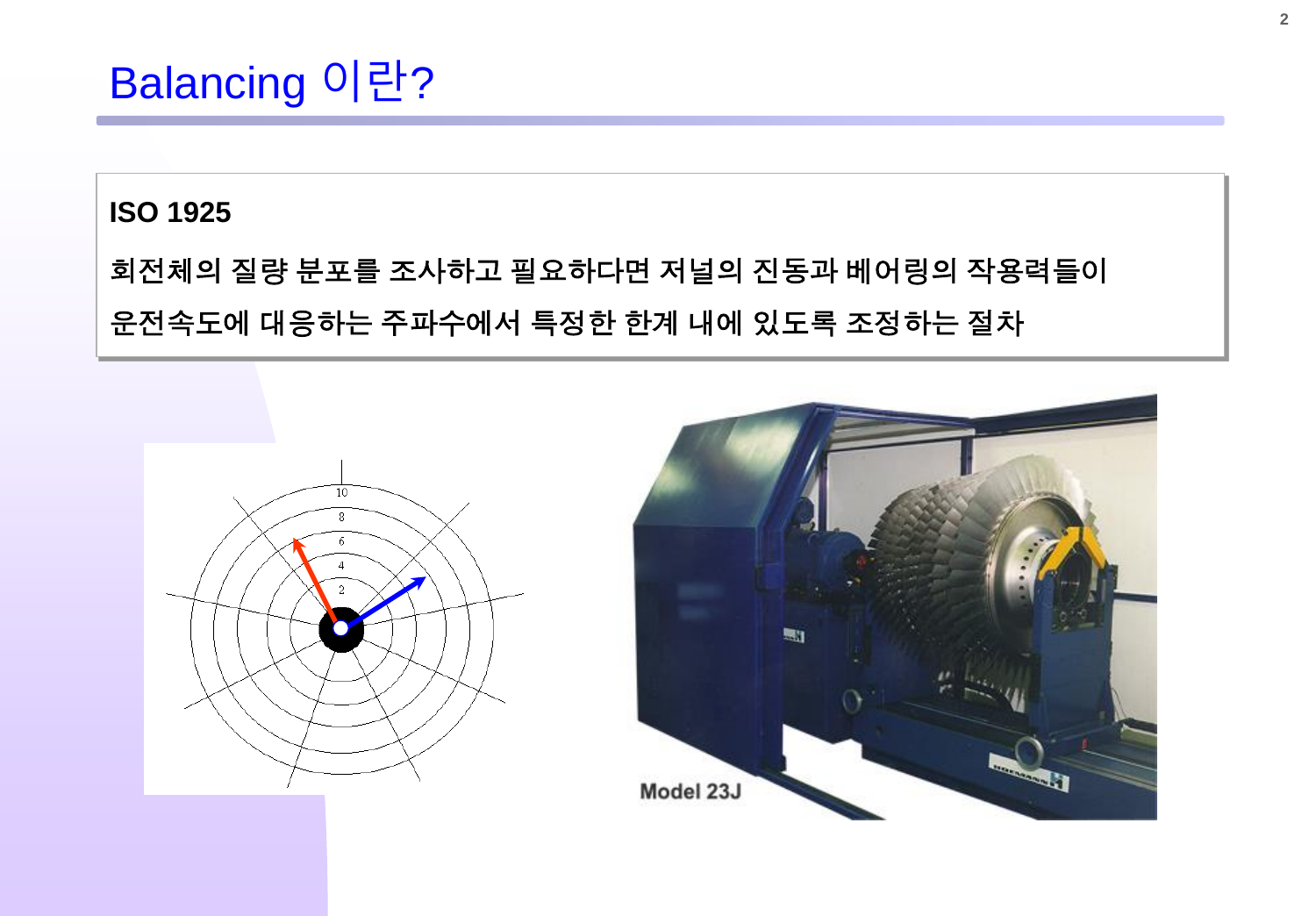# Balancing 이란?

**ISO 1925**

**회전체의 질량 분포를 조사하고 필요하다면 저널의 진동과 베어링의 작용력들이 운전속도에 대응하는 주파수에서 특정한 한계 내에 있도록 조정하는 절차**

Model 23J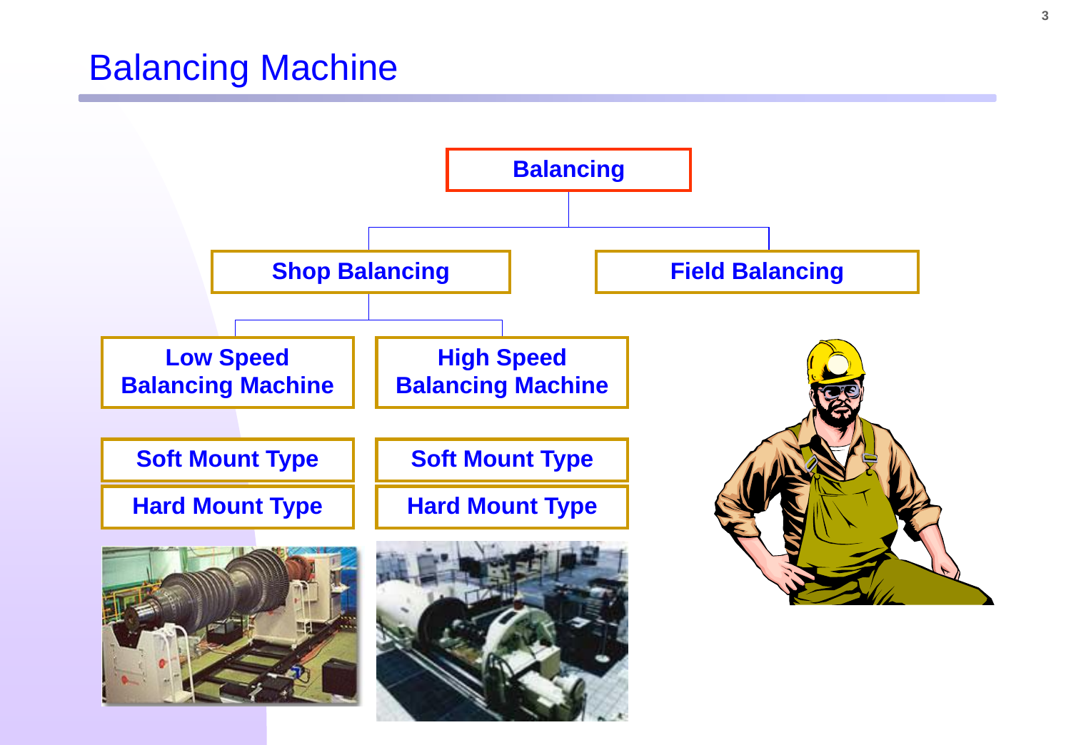# Balancing Machine

- Balancing
  - Shop Balancing
    - Low Speed Balancing Machine
      - Soft Mount Type
      - Hard Mount Type
    - High Speed Balancing Machine
      - Soft Mount Type
      - Hard Mount Type
  - Field Balancing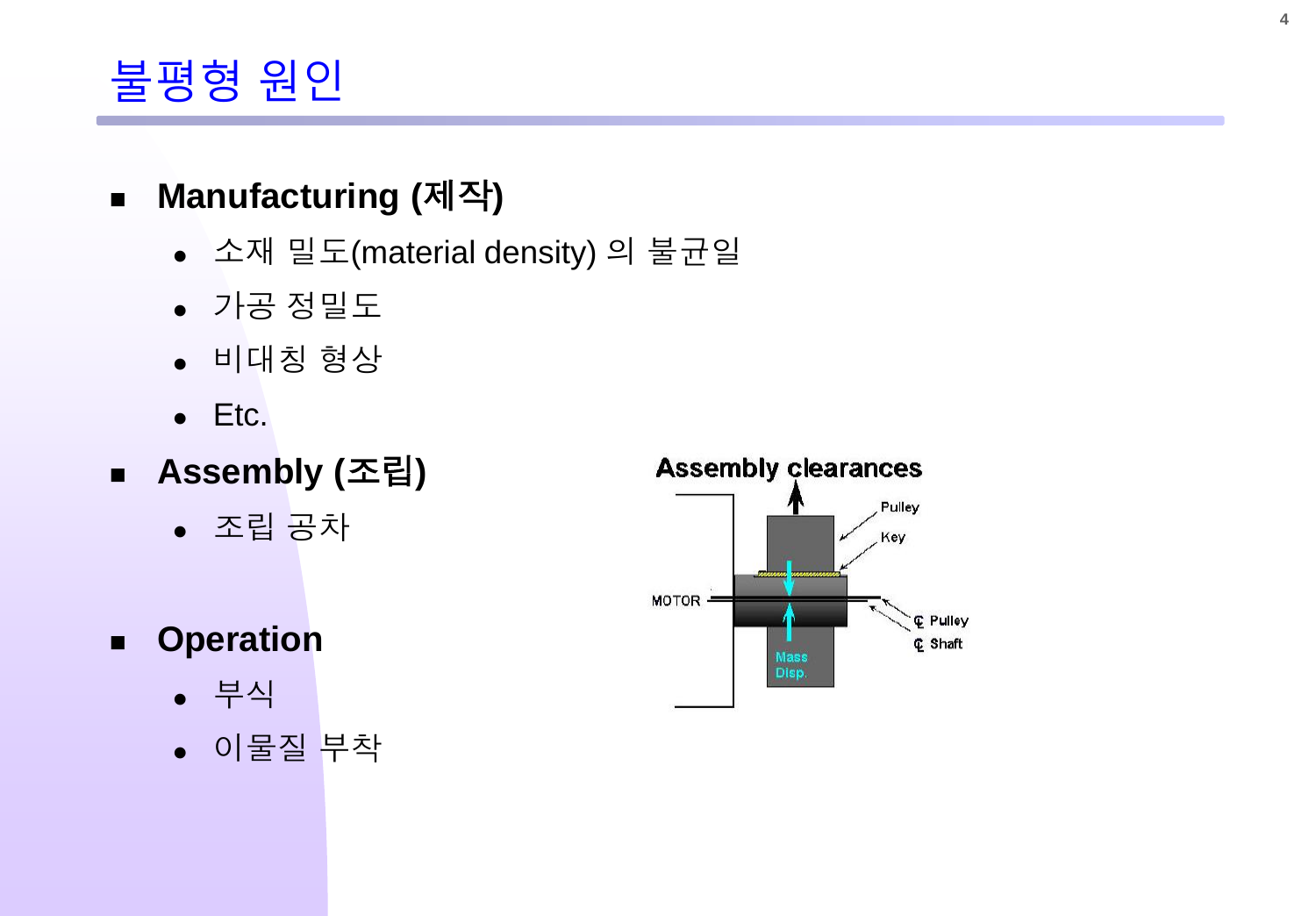# 불평형 원인

- **Manufacturing (제작)**
  - 소재 밀도(material density) 의 불균일
  - 가공 정밀도
  - 비대칭 형상
  - Etc.
- **Assembly (조립)**
  - 조립 공차
- **Operation**
  - 부식
  - 이물질 부착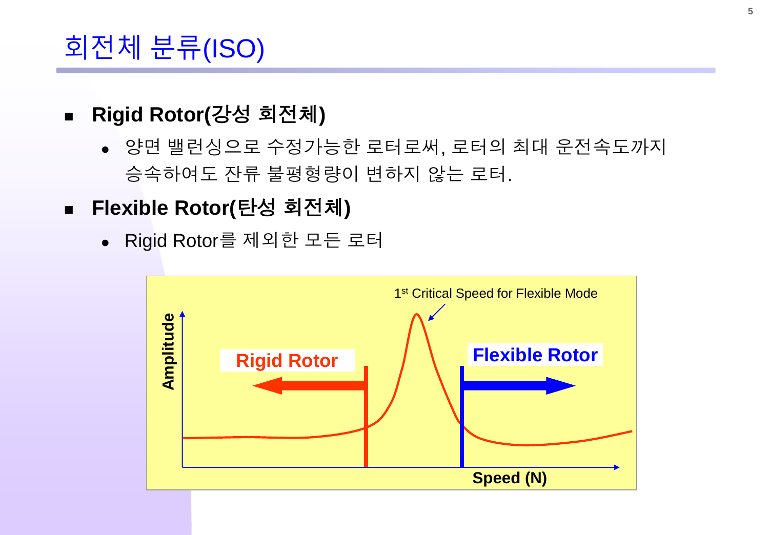# 회전체 분류(ISO)

- **Rigid Rotor(강성 회전체)**
  - 양면 밸런싱으로 수정가능한 로터로써, 로터의 최대 운전속도까지 승속하여도 잔류 불평형량이 변하지 않는 로터.
- **Flexible Rotor(탄성 회전체)**
  - Rigid Rotor를 제외한 모든 로터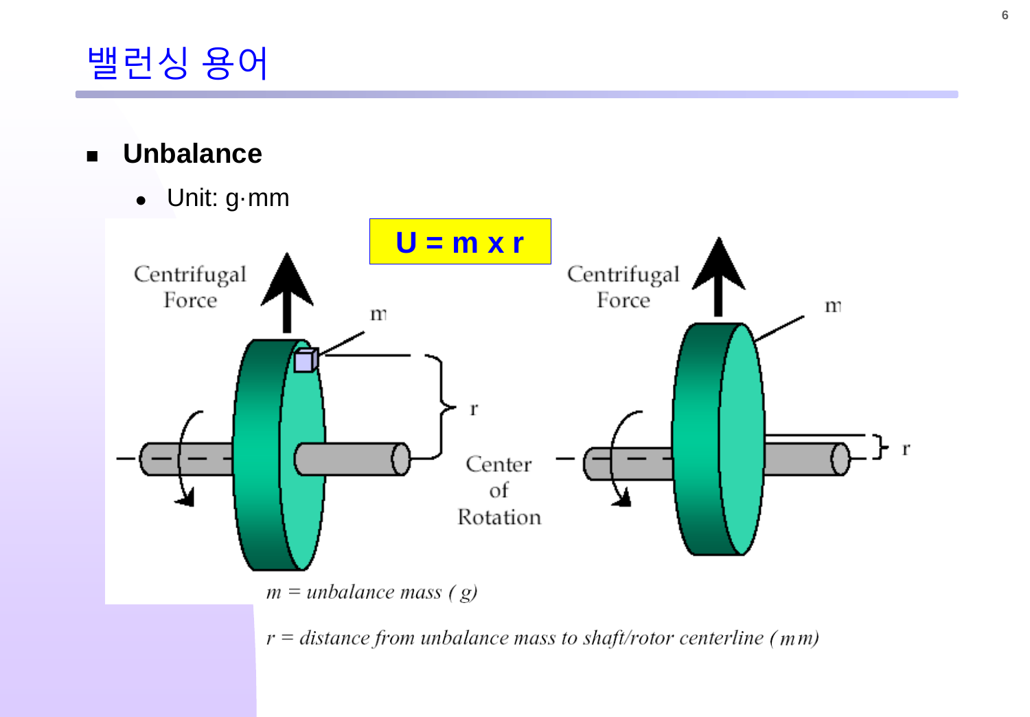# 밸런싱 용어

- **Unbalance**
  - Unit: g·mm

**$U = m \times r$**

*$m$ = unbalance mass ( g)*

*$r$ = distance from unbalance mass to shaft/rotor centerline (mm)*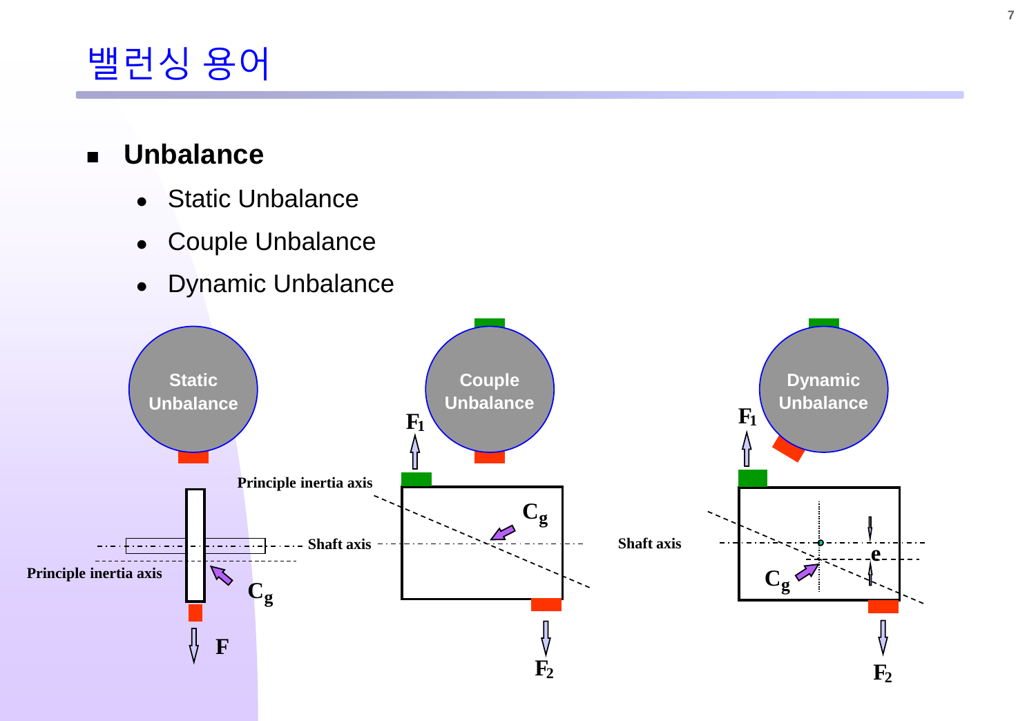# 밸런싱 용어

- **Unbalance**
  - Static Unbalance
  - Couple Unbalance
  - Dynamic Unbalance

Static Unbalance

Principle inertia axis

$C_g$

$F$

Couple Unbalance

$F_1$

Principle inertia axis

Shaft axis

$C_g$

$F_2$

Dynamic Unbalance

$F_1$

Shaft axis

$C_g$

$e$

$F_2$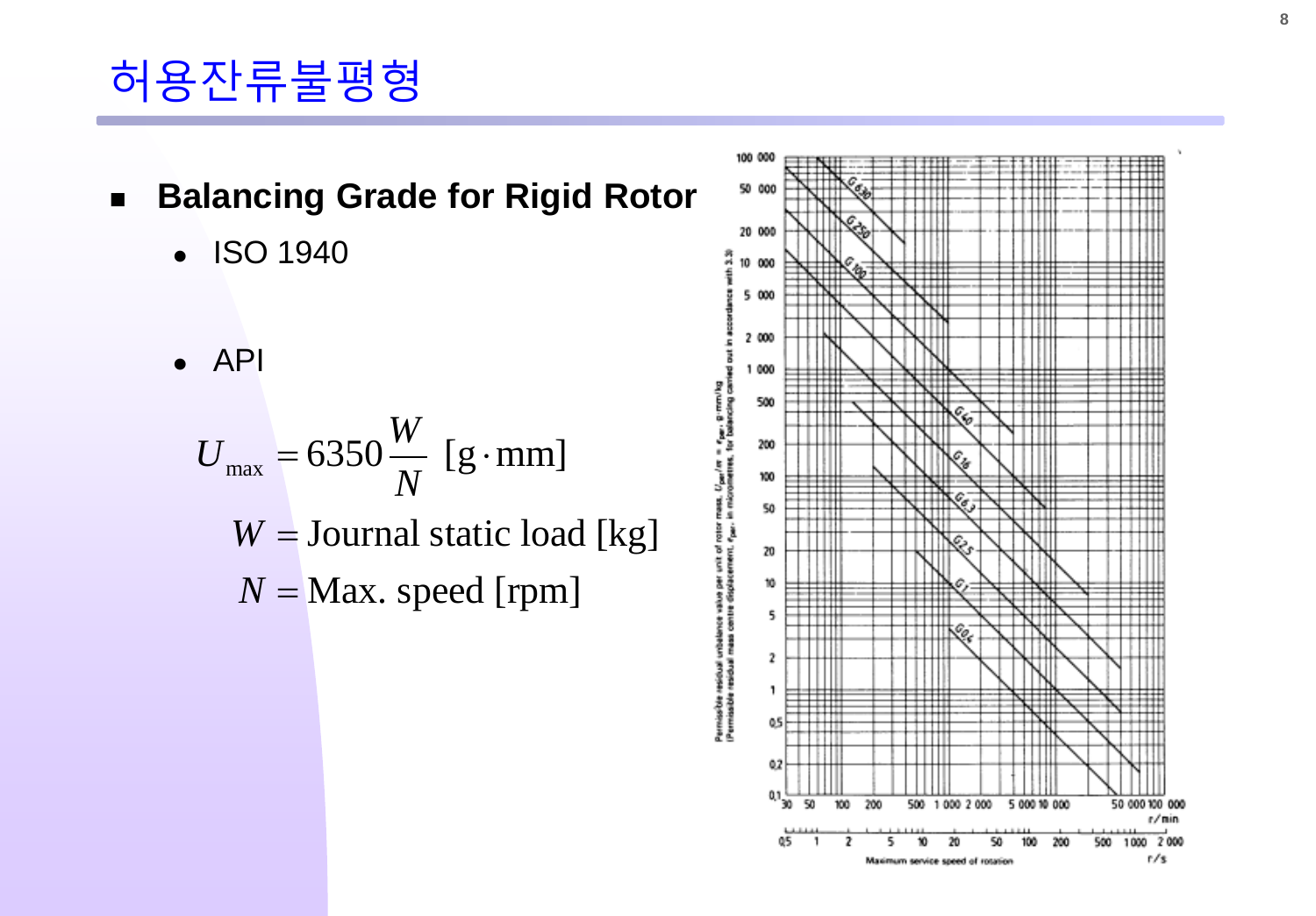# 허용잔류불평형

- **Balancing Grade for Rigid Rotor**
  - ISO 1940
  - API

$$U_{\max} = 6350 \frac{W}{N} \ [\mathrm{g \cdot mm}]$$

$$W = \text{Journal static load [kg]}$$

$$N = \text{Max. speed [rpm]}$$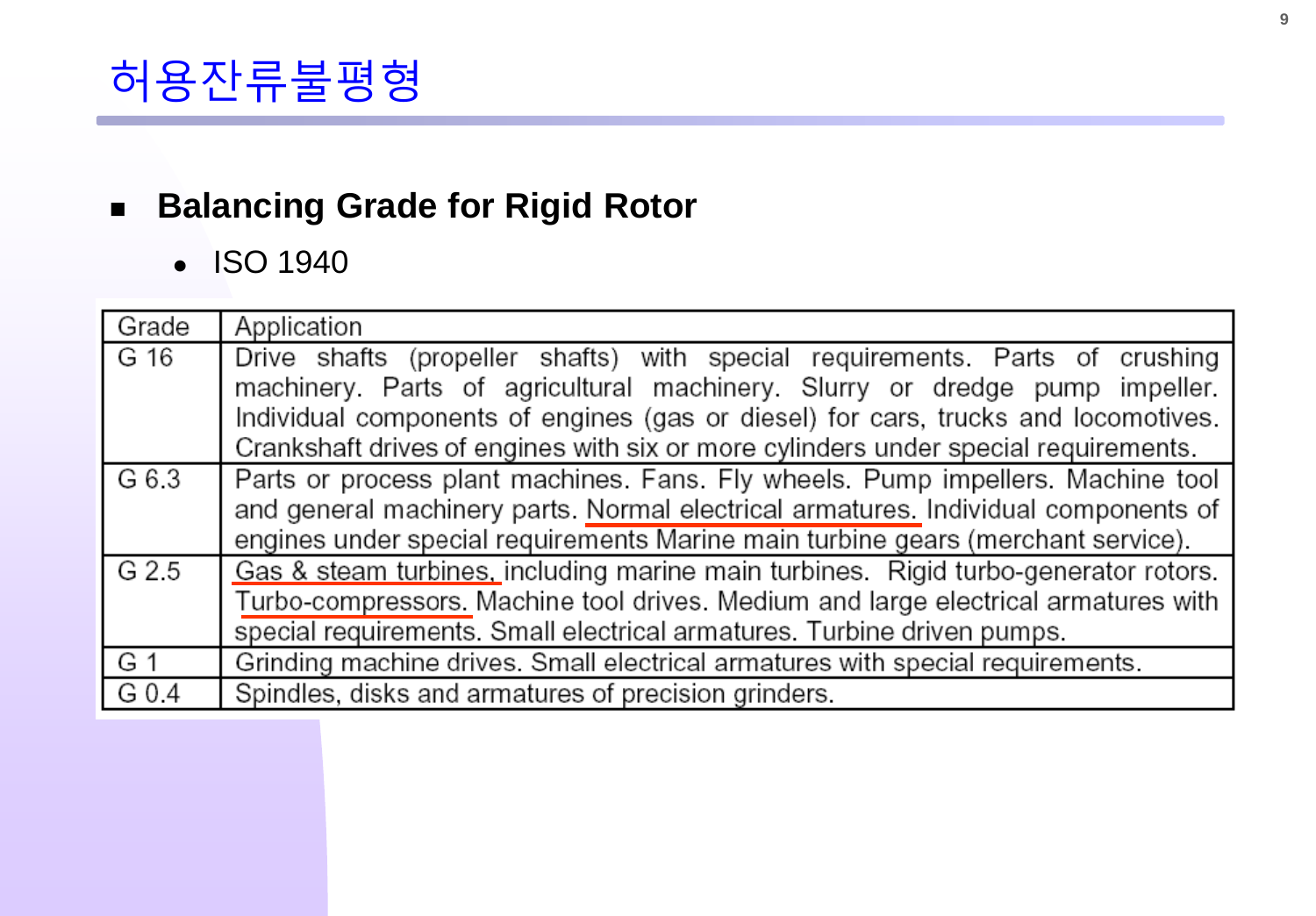# 허용잔류불평형

- **Balancing Grade for Rigid Rotor**
  - ISO 1940

| Grade | Application |
|---|---|
| G 16 | Drive shafts (propeller shafts) with special requirements. Parts of crushing machinery. Parts of agricultural machinery. Slurry or dredge pump impeller. Individual components of engines (gas or diesel) for cars, trucks and locomotives. Crankshaft drives of engines with six or more cylinders under special requirements. |
| G 6.3 | Parts or process plant machines. Fans. Fly wheels. Pump impellers. Machine tool and general machinery parts. Normal electrical armatures. Individual components of engines under special requirements Marine main turbine gears (merchant service). |
| G 2.5 | Gas & steam turbines, including marine main turbines. Rigid turbo-generator rotors. Turbo-compressors. Machine tool drives. Medium and large electrical armatures with special requirements. Small electrical armatures. Turbine driven pumps. |
| G 1 | Grinding machine drives. Small electrical armatures with special requirements. |
| G 0.4 | Spindles, disks and armatures of precision grinders. |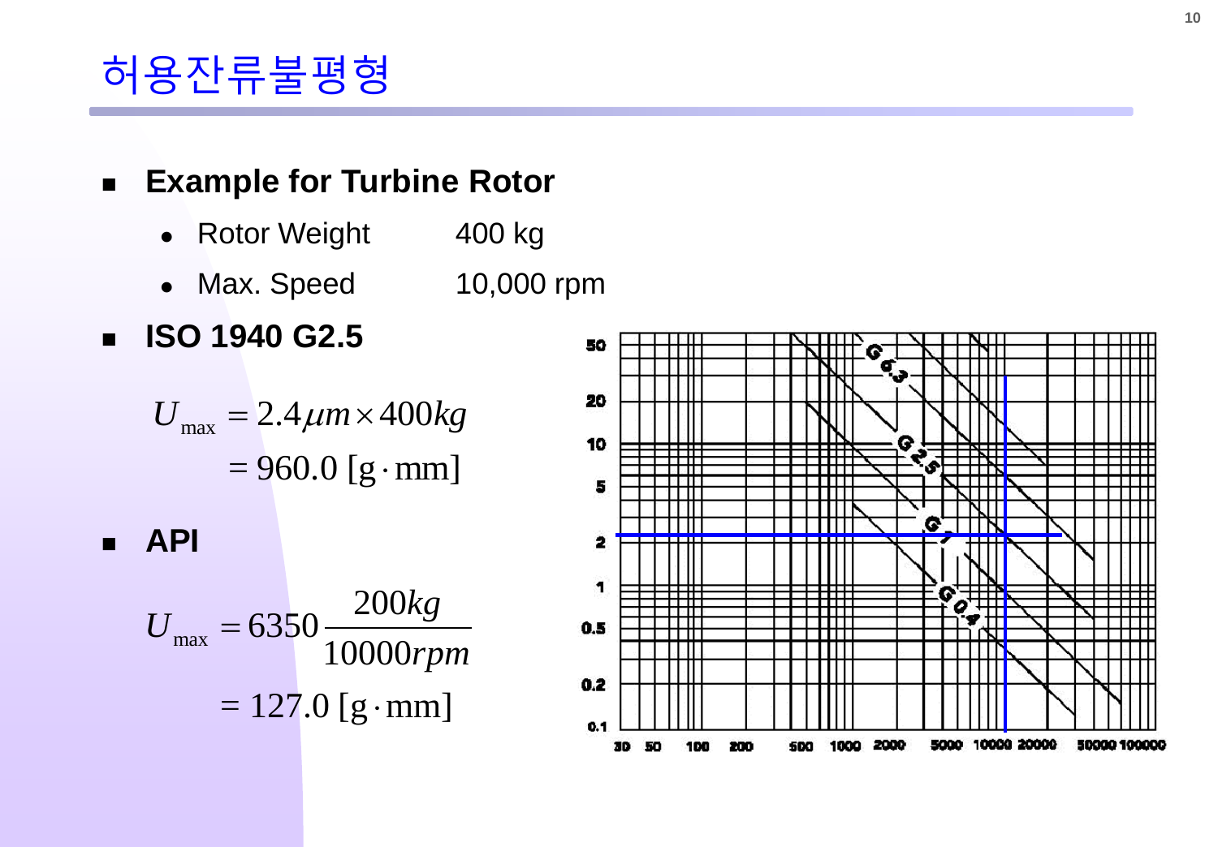# 허용잔류불평형

- **Example for Turbine Rotor**
  - Rotor Weight 400 kg
  - Max. Speed 10,000 rpm
- **ISO 1940 G2.5**

$$U_{\max} = 2.4\mu m \times 400kg$$
$$= 960.0\ [\mathrm{g \cdot mm}]$$

- **API**

$$U_{\max} = 6350 \frac{200kg}{10000rpm}$$
$$= 127.0\ [\mathrm{g \cdot mm}]$$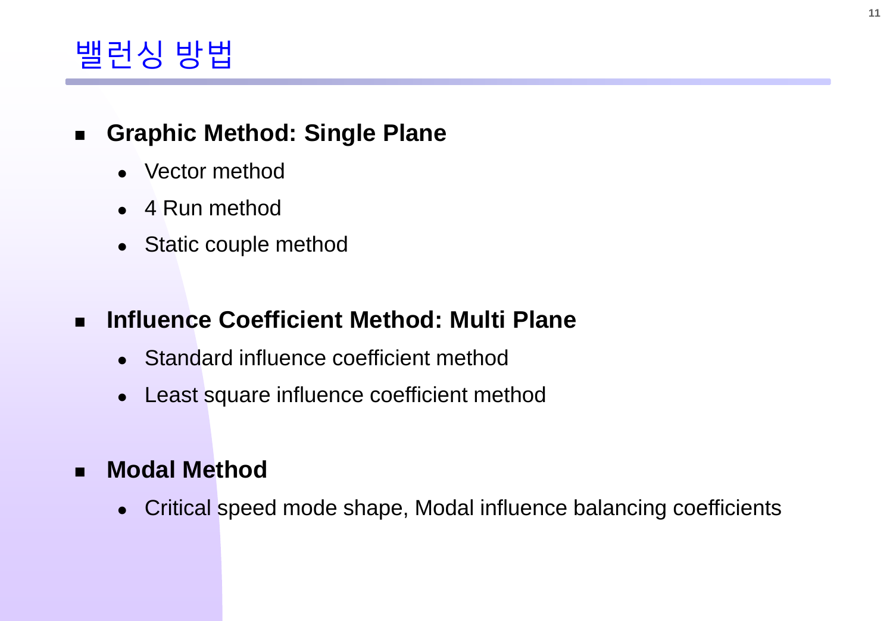# 밸런싱 방법

- **Graphic Method: Single Plane**
  - Vector method
  - 4 Run method
  - Static couple method

- **Influence Coefficient Method: Multi Plane**
  - Standard influence coefficient method
  - Least square influence coefficient method

- **Modal Method**
  - Critical speed mode shape, Modal influence balancing coefficients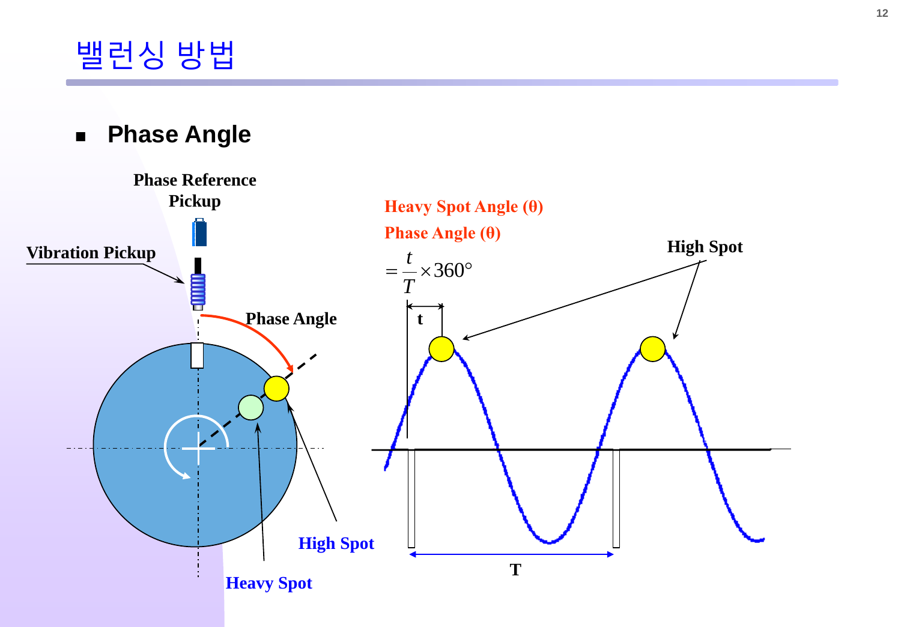# 밸런싱 방법

- **Phase Angle**

Phase Reference Pickup

Vibration Pickup

Phase Angle

High Spot

Heavy Spot

Heavy Spot Angle (θ)

Phase Angle (θ)

$$= \frac{t}{T} \times 360°$$

High Spot

t

T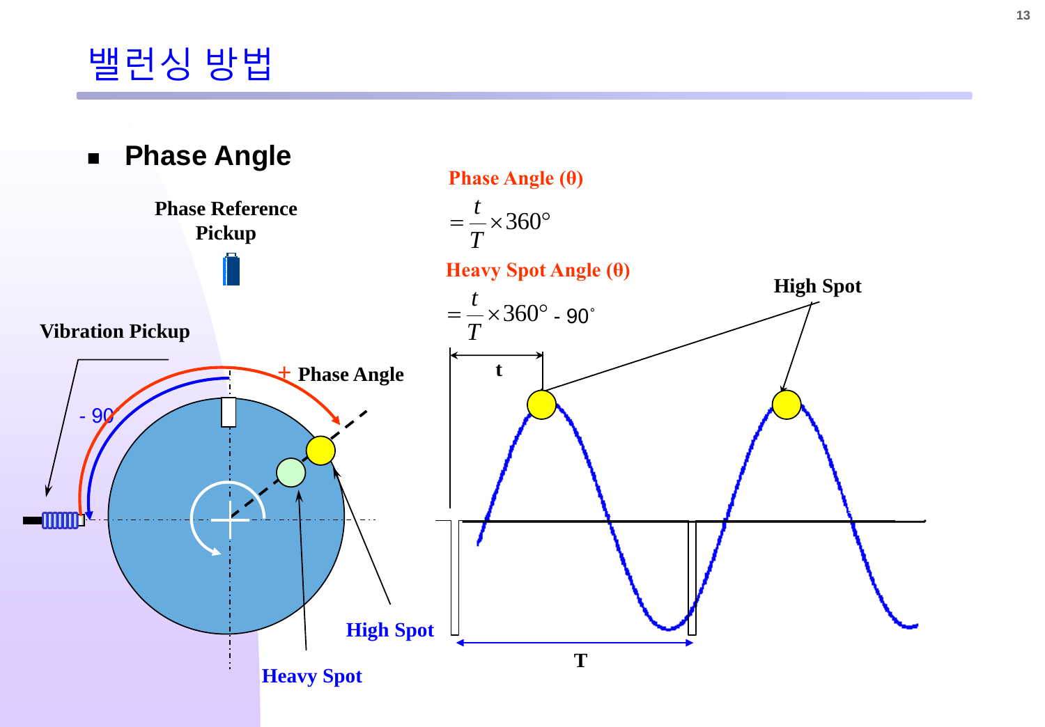# 밸런싱 방법

- **Phase Angle**

**Phase Angle (θ)**

$$= \frac{t}{T} \times 360°$$

**Heavy Spot Angle (θ)**

$$= \frac{t}{T} \times 360° - 90°$$

Phase Reference Pickup

Vibration Pickup

\+ Phase Angle

\- 90

High Spot

Heavy Spot

t

T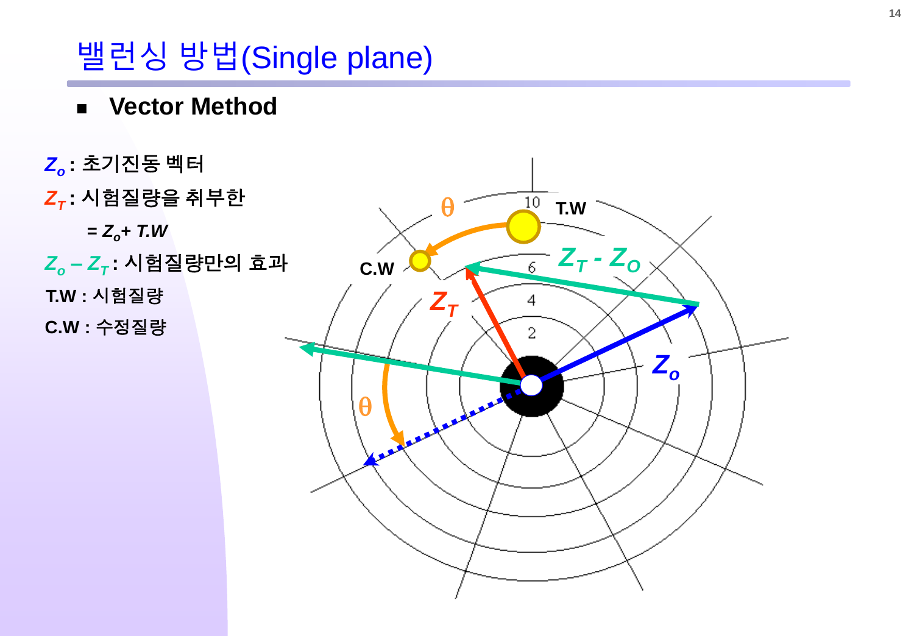# 밸런싱 방법(Single plane)

- **Vector Method**

$Z_o$ : 초기진동 벡터

$Z_T$ : 시험질량을 취부한

= $Z_o + T.W$

$Z_o - Z_T$ : 시험질량만의 효과

T.W : 시험질량

C.W : 수정질량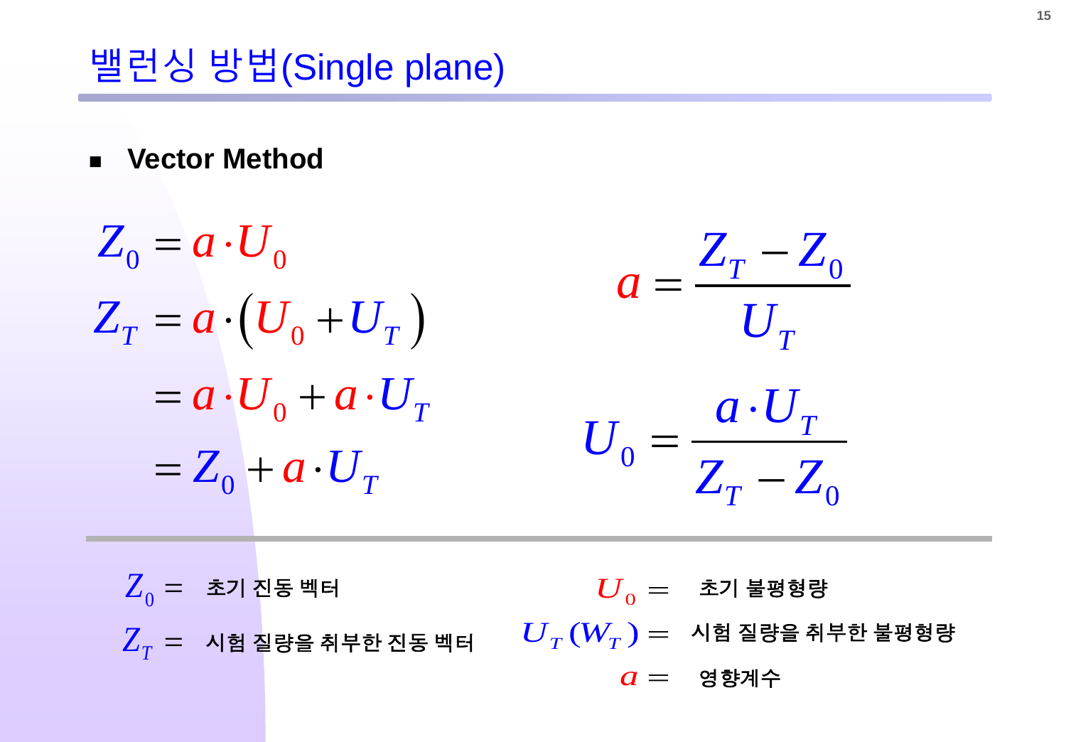# 밸런싱 방법(Single plane)

- **Vector Method**

$$Z_0 = a \cdot U_0$$

$$Z_T = a \cdot \left( U_0 + U_T \right)$$

$$= a \cdot U_0 + a \cdot U_T$$

$$= Z_0 + a \cdot U_T$$

$$a = \frac{Z_T - Z_0}{U_T}$$

$$U_0 = \frac{a \cdot U_T}{Z_T - Z_0}$$

---

$Z_0 =$ 초기 진동 벡터

$Z_T =$ 시험 질량을 취부한 진동 벡터

$U_0 =$ 초기 불평형량

$U_T (W_T) =$ 시험 질량을 취부한 불평형량

$a =$ 영향계수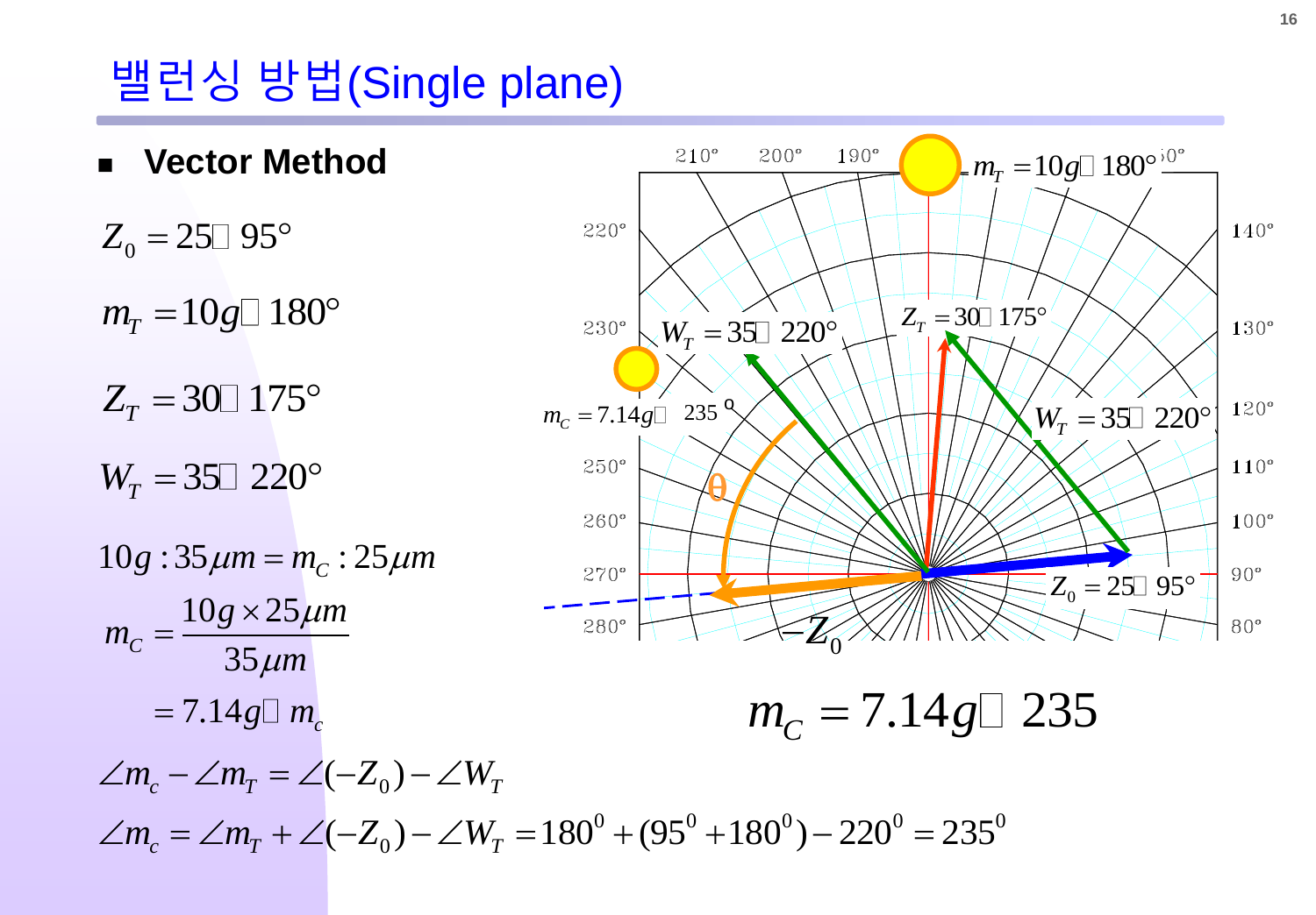# 밸런싱 방법(Single plane)

- **Vector Method**

$$Z_0 = 25\angle 95°$$

$$m_T = 10g\angle 180°$$

$$Z_T = 30\angle 175°$$

$$W_T = 35\angle 220°$$

$$10g : 35\mu m = m_C : 25\mu m$$

$$m_C = \frac{10g \times 25\mu m}{35\mu m}$$

$$= 7.14g\angle m_c$$

$$\angle m_c - \angle m_T = \angle(-Z_0) - \angle W_T$$

$$\angle m_c = \angle m_T + \angle(-Z_0) - \angle W_T = 180^0 + (95^0 + 180^0) - 220^0 = 235^0$$

$$m_C = 7.14g\angle 235$$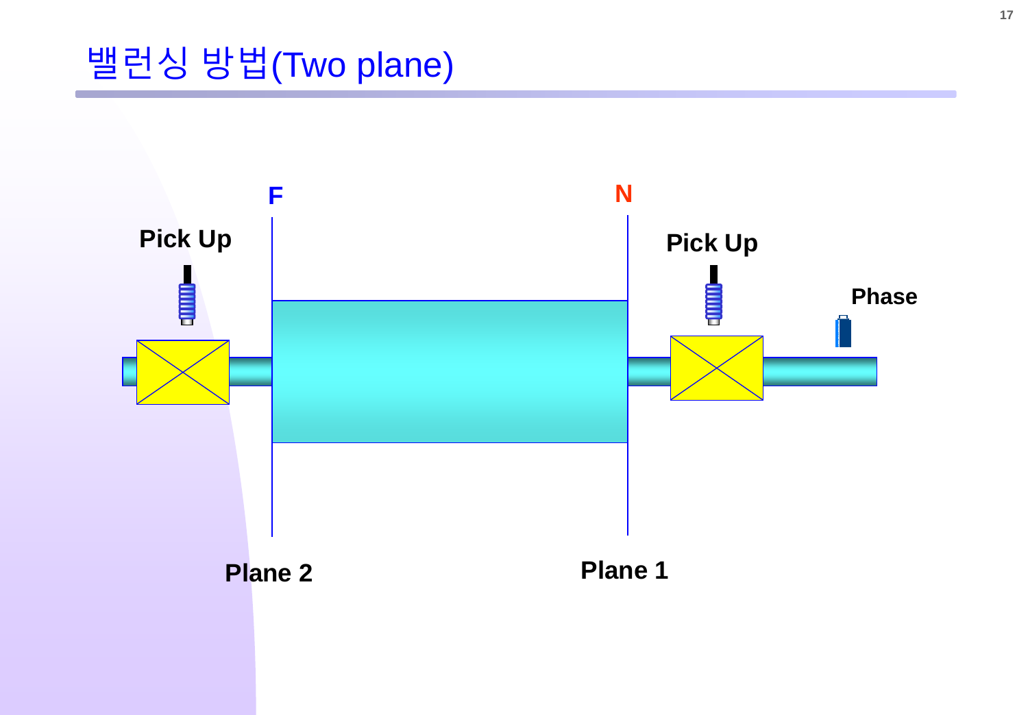# 밸런싱 방법(Two plane)

F

N

Pick Up

Pick Up

Phase

Plane 2

Plane 1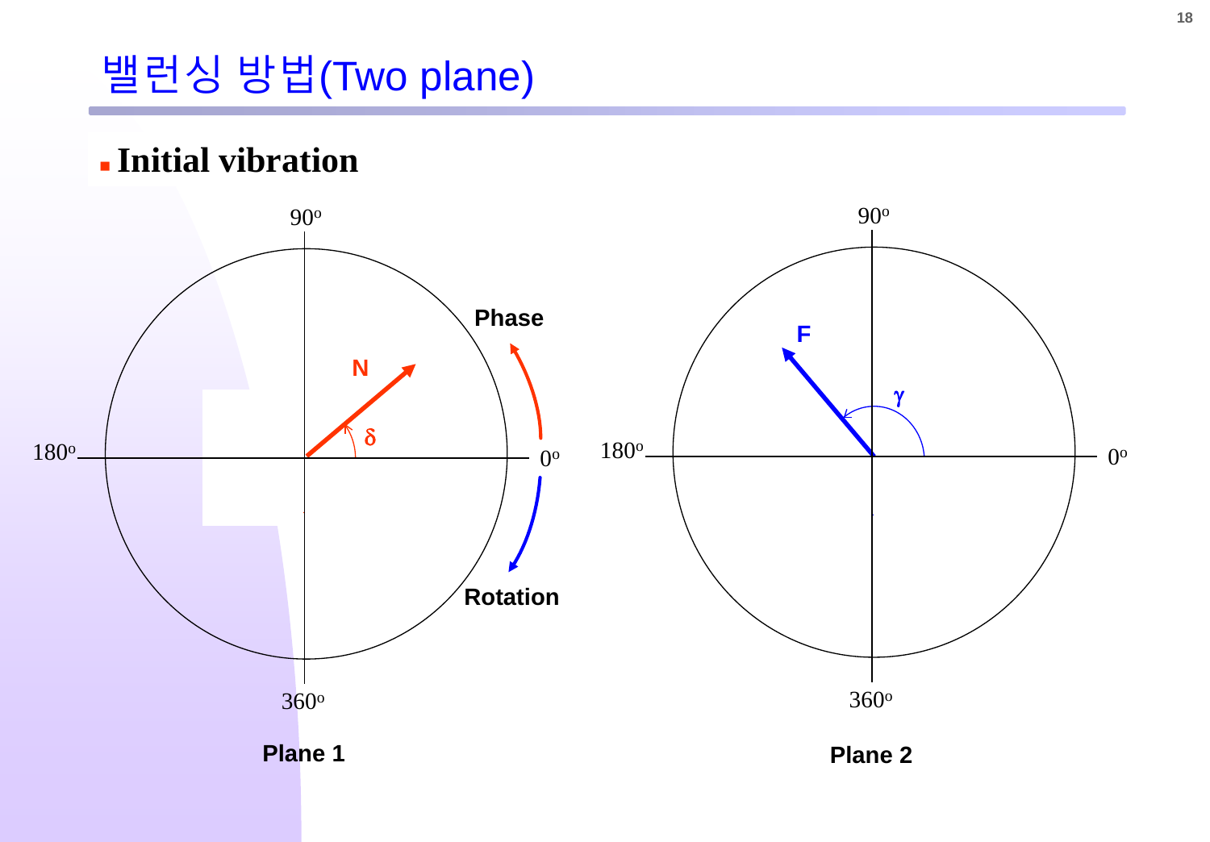# 밸런싱 방법(Two plane)

- **Initial vibration**

90°

Phase

N

δ

180°

0°

Rotation

360°

**Plane 1**

90°

F

γ

180°

0°

360°

**Plane 2**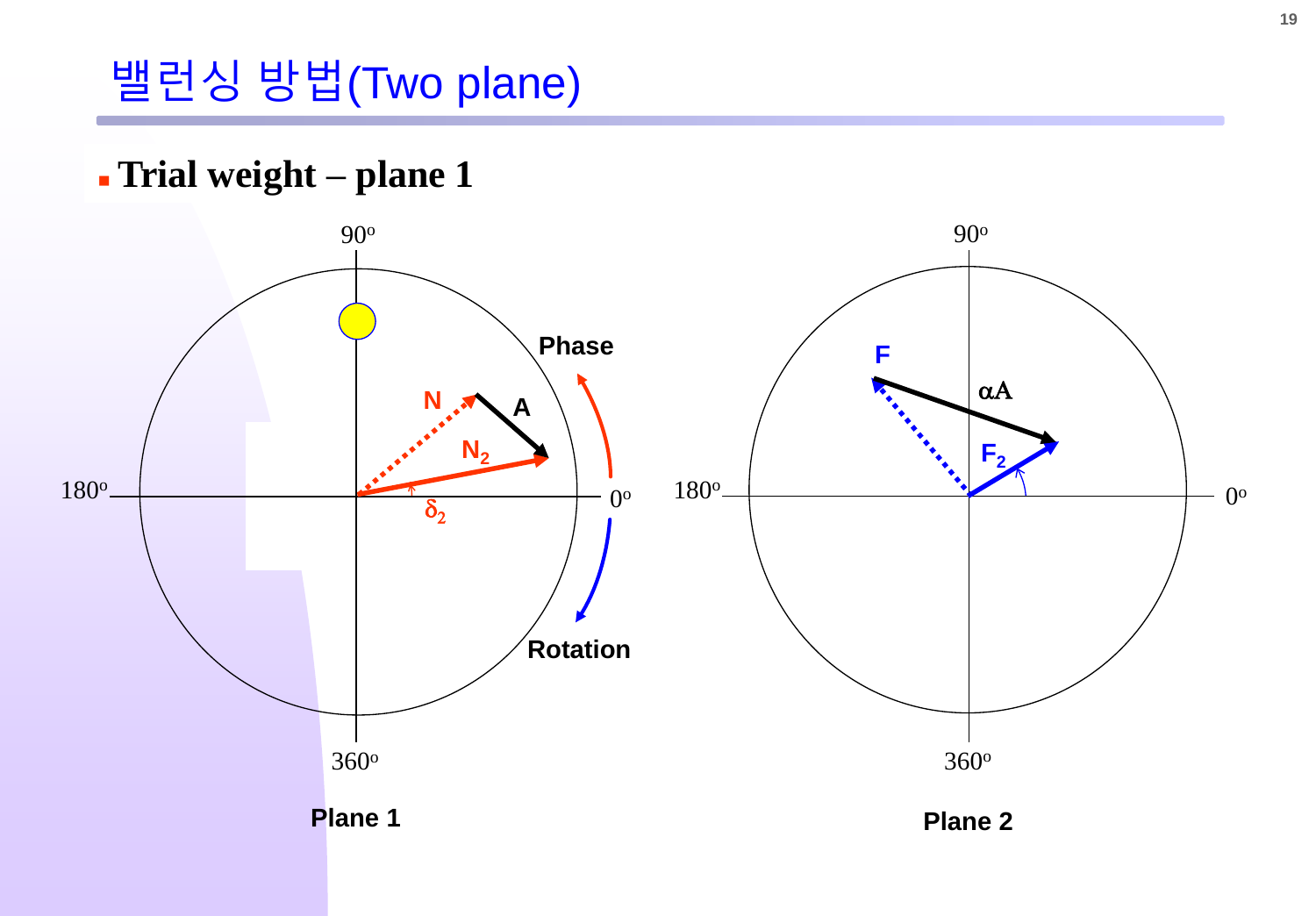# 밸런싱 방법(Two plane)

- **Trial weight – plane 1**

90°

Phase

N

A

$N_2$

180°

0°

$\delta_2$

Rotation

360°

**Plane 1**

90°

F

$\alpha A$

$F_2$

180°

0°

360°

**Plane 2**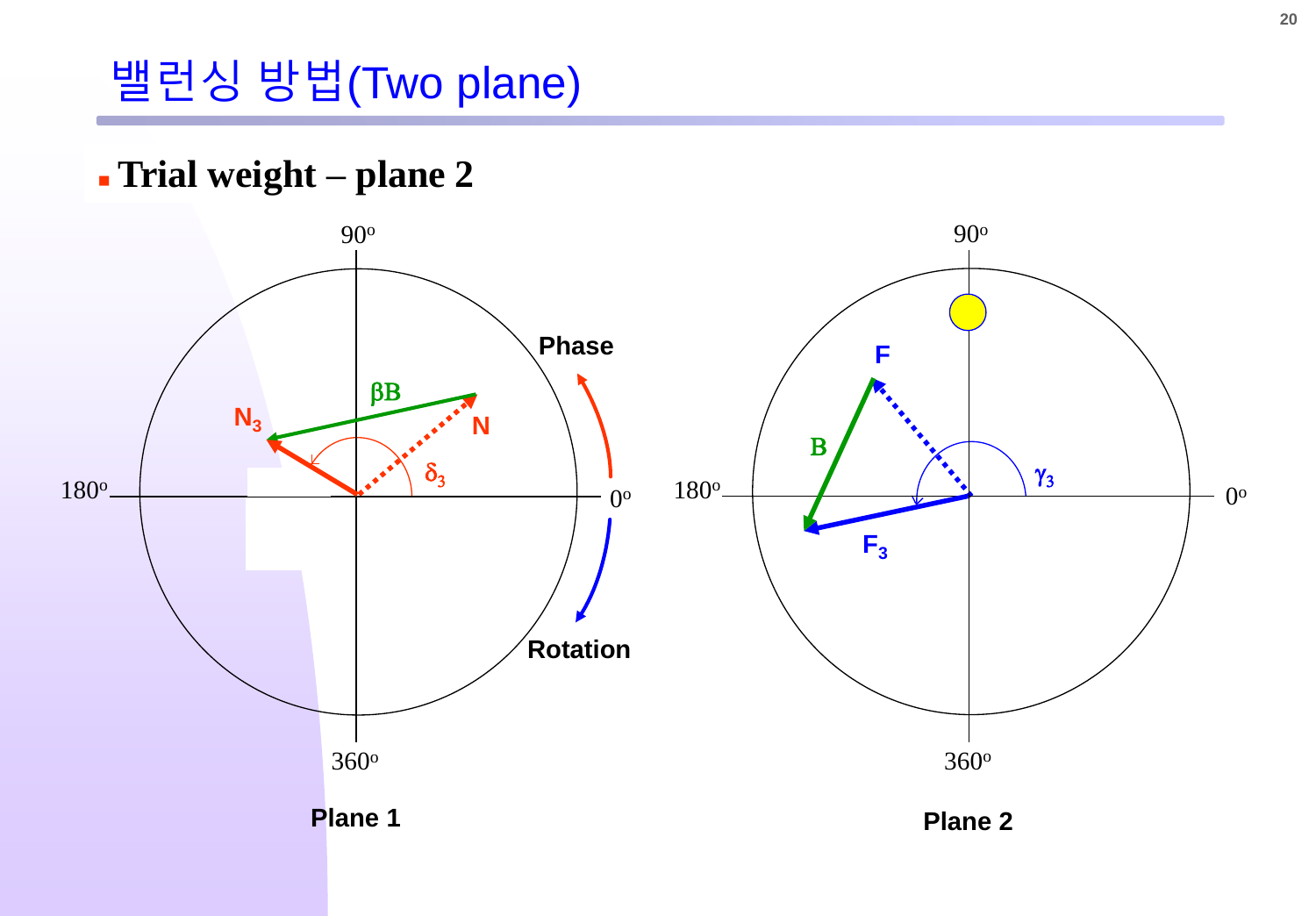# 밸런싱 방법(Two plane)

- **Trial weight – plane 2**

90°

Phase

$\beta B$

$N_3$

N

$\delta_3$

180°

0°

Rotation

360°

**Plane 1**

90°

F

B

$\gamma_3$

180°

0°

$F_3$

360°

**Plane 2**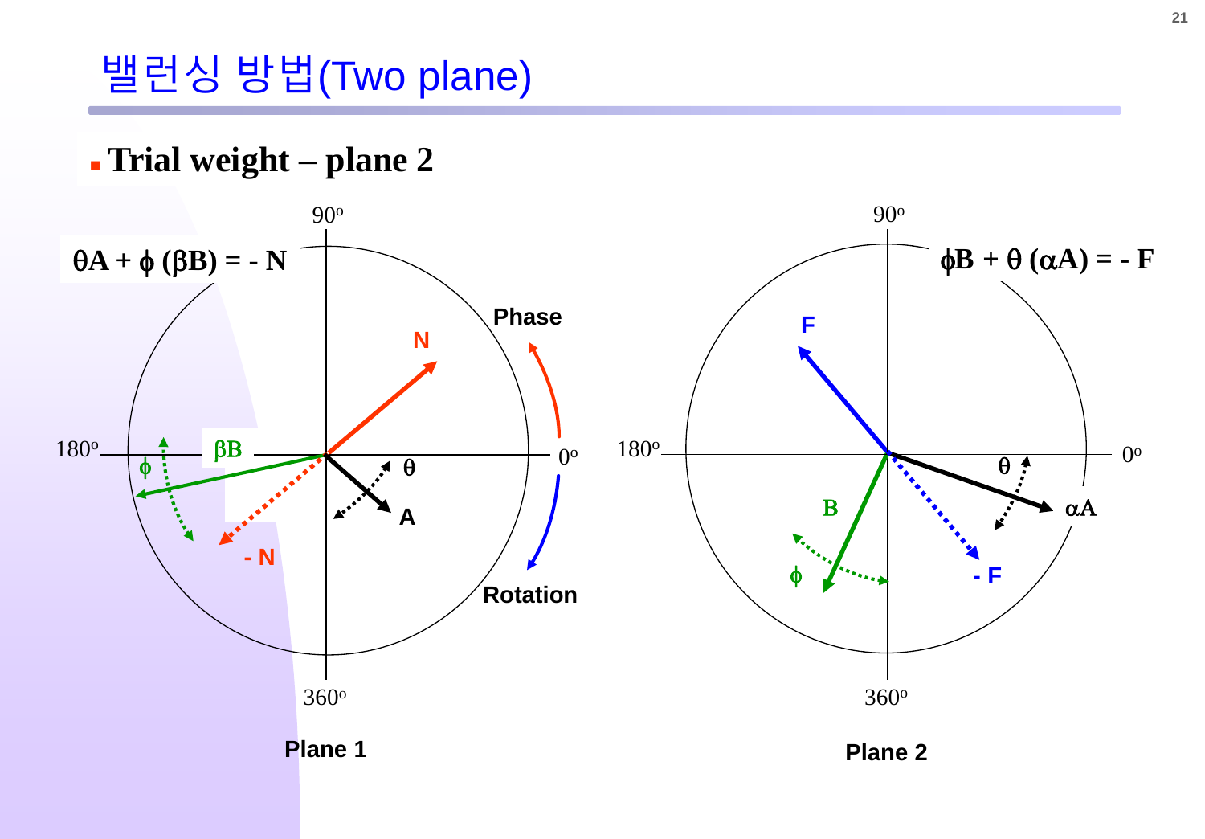# 밸런싱 방법(Two plane)

- **Trial weight – plane 2**

$$\theta A + \phi (\beta B) = - N$$

$$\phi B + \theta (\alpha A) = - F$$

Plane 1

Plane 2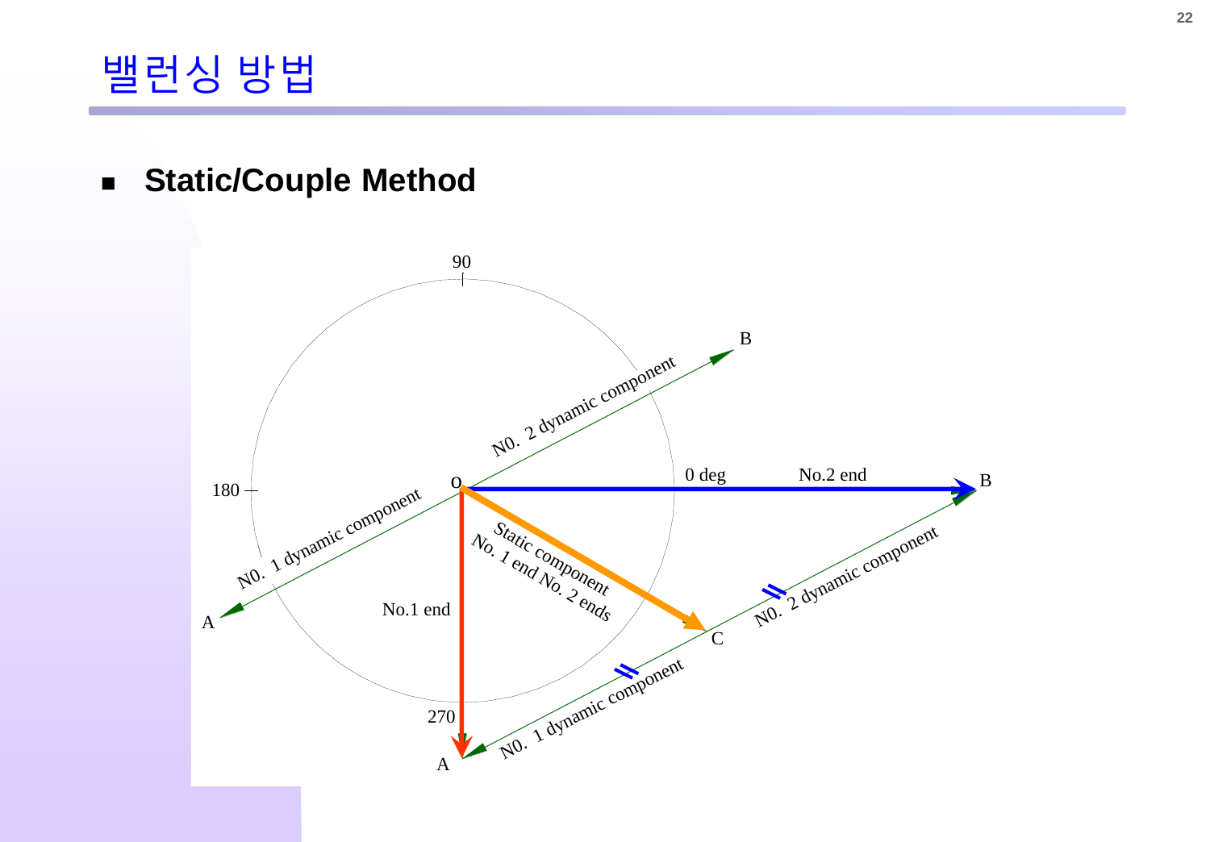# 밸런싱 방법

- **Static/Couple Method**

90

180

0 deg

270

O

B

A

C

No.2 end

No.1 end

NO. 2 dynamic component

NO. 1 dynamic component

Static component
No. 1 end No. 2 ends

NO. 2 dynamic component

NO. 1 dynamic component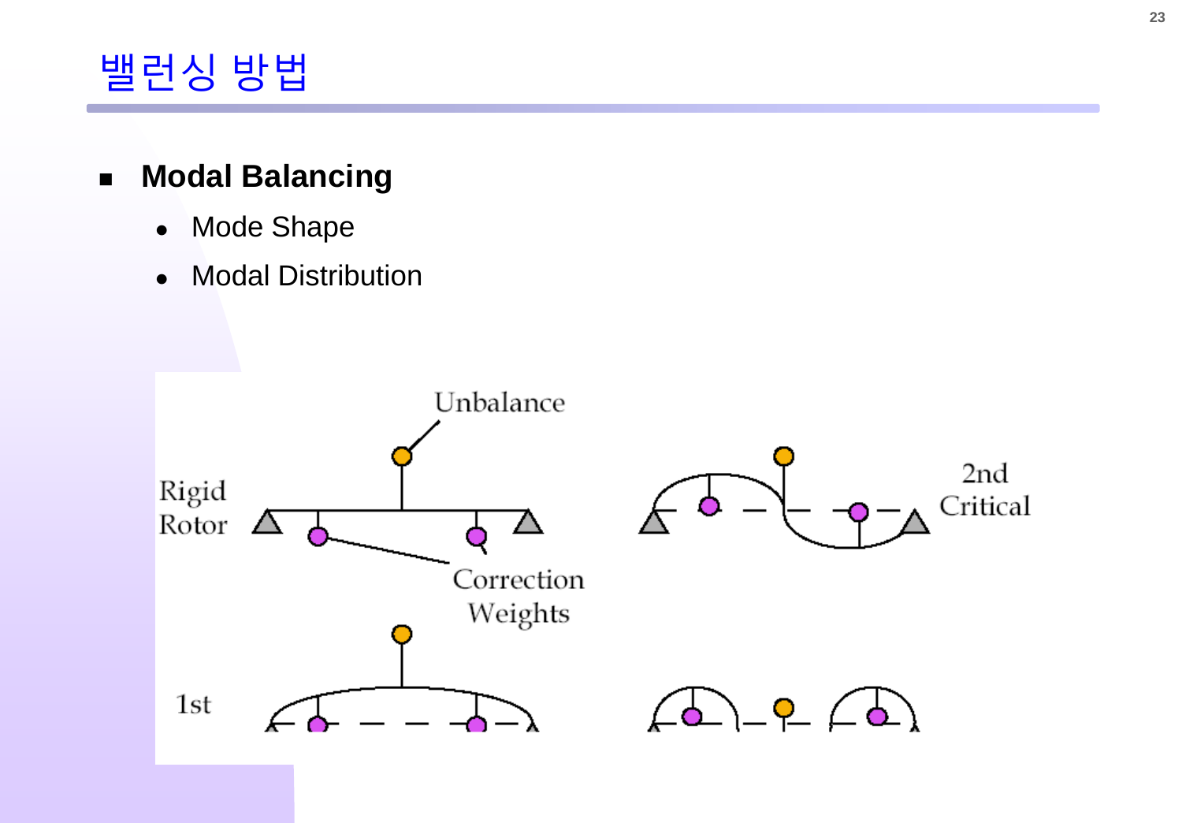# 밸런싱 방법

- **Modal Balancing**
  - Mode Shape
  - Modal Distribution

Unbalance

Rigid Rotor

Correction Weights

2nd Critical

1st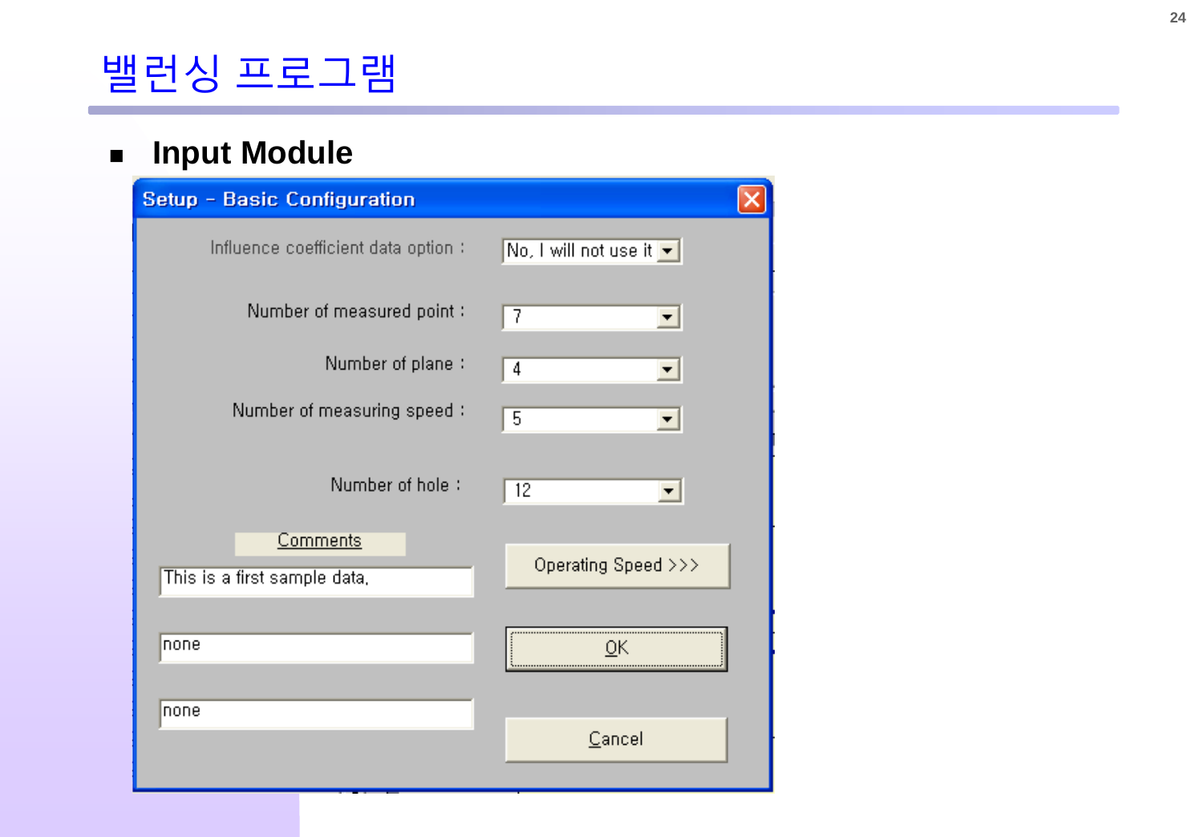# 밸런싱 프로그램

- **Input Module**

**Setup - Basic Configuration**

Influence coefficient data option : No, I will not use it

Number of measured point : 7

Number of plane : 4

Number of measuring speed : 5

Number of hole : 12

Comments

This is a first sample data.

none

none

Operating Speed >>>

OK

Cancel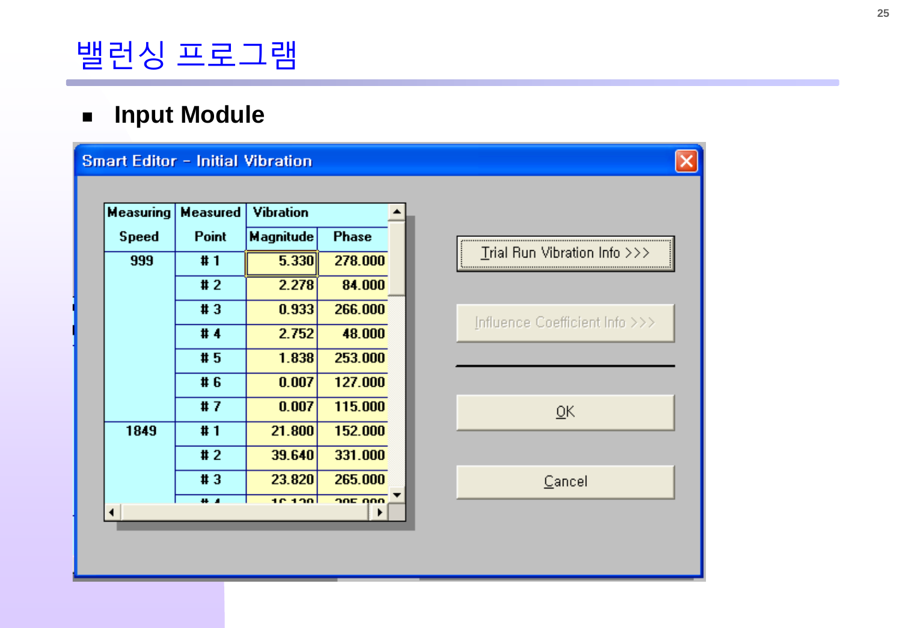# 밸런싱 프로그램

- **Input Module**

**Smart Editor - Initial Vibration**

| Measuring Speed | Measured Point | Vibration Magnitude | Phase |
|---|---|---|---|
| 999 | # 1 | 5.330 | 278.000 |
| | # 2 | 2.278 | 84.000 |
| | # 3 | 0.933 | 266.000 |
| | # 4 | 2.752 | 48.000 |
| | # 5 | 1.838 | 253.000 |
| | # 6 | 0.007 | 127.000 |
| | # 7 | 0.007 | 115.000 |
| 1849 | # 1 | 21.800 | 152.000 |
| | # 2 | 39.640 | 331.000 |
| | # 3 | 23.820 | 265.000 |

Trial Run Vibration Info >>>

Influence Coefficient Info >>>

OK

Cancel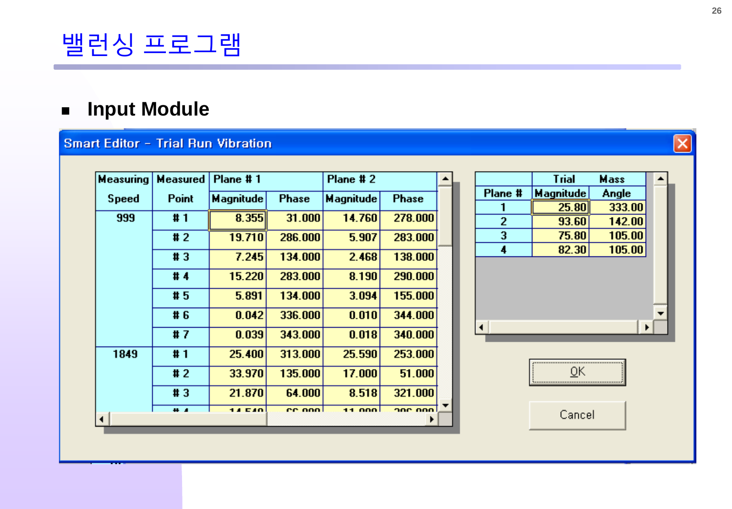# 밸런싱 프로그램

- **Input Module**

**Smart Editor - Trial Run Vibration**

| Measuring Speed | Measured Point | Plane # 1 Magnitude | Plane # 1 Phase | Plane # 2 Magnitude | Plane # 2 Phase |
|---|---|---|---|---|---|
| 999 | # 1 | 8.355 | 31.000 | 14.760 | 278.000 |
| | # 2 | 19.710 | 286.000 | 5.907 | 283.000 |
| | # 3 | 7.245 | 134.000 | 2.468 | 138.000 |
| | # 4 | 15.220 | 283.000 | 8.190 | 290.000 |
| | # 5 | 5.891 | 134.000 | 3.094 | 155.000 |
| | # 6 | 0.042 | 336.000 | 0.010 | 344.000 |
| | # 7 | 0.039 | 343.000 | 0.018 | 340.000 |
| 1849 | # 1 | 25.400 | 313.000 | 25.590 | 253.000 |
| | # 2 | 33.970 | 135.000 | 17.000 | 51.000 |
| | # 3 | 21.870 | 64.000 | 8.518 | 321.000 |

| Plane # | Trial Mass Magnitude | Trial Mass Angle |
|---|---|---|
| 1 | 25.80 | 333.00 |
| 2 | 93.60 | 142.00 |
| 3 | 75.80 | 105.00 |
| 4 | 82.30 | 105.00 |

OK

Cancel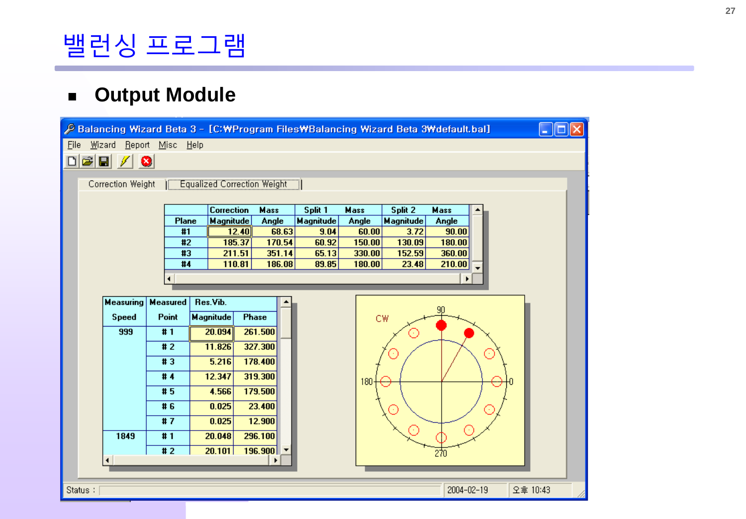# 밸런싱 프로그램

- **Output Module**

Balancing Wizard Beta 3 – [C:₩Program Files₩Balancing Wizard Beta 3₩default.bal]

File Wizard Report Misc Help

Correction Weight | Equalized Correction Weight

| Plane | Correction Magnitude | Mass Angle | Split 1 Magnitude | Mass Angle | Split 2 Magnitude | Mass Angle |
|---|---|---|---|---|---|---|
| #1 | 12.40 | 68.63 | 9.04 | 60.00 | 3.72 | 90.00 |
| #2 | 185.37 | 170.54 | 60.92 | 150.00 | 130.09 | 180.00 |
| #3 | 211.51 | 351.14 | 65.13 | 330.00 | 152.59 | 360.00 |
| #4 | 110.81 | 186.08 | 89.85 | 180.00 | 23.48 | 210.00 |

| Measuring Speed | Measured Point | Res.Vib. Magnitude | Phase |
|---|---|---|---|
| 999 | # 1 | 20.094 | 261.500 |
| | # 2 | 11.826 | 327.300 |
| | # 3 | 5.216 | 178.400 |
| | # 4 | 12.347 | 319.300 |
| | # 5 | 4.566 | 179.500 |
| | # 6 | 0.025 | 23.400 |
| | # 7 | 0.025 | 12.900 |
| 1849 | # 1 | 20.048 | 296.100 |
| | # 2 | 20.101 | 196.900 |

CW 90 180 0 270

Status : 2004-02-19 오후 10:43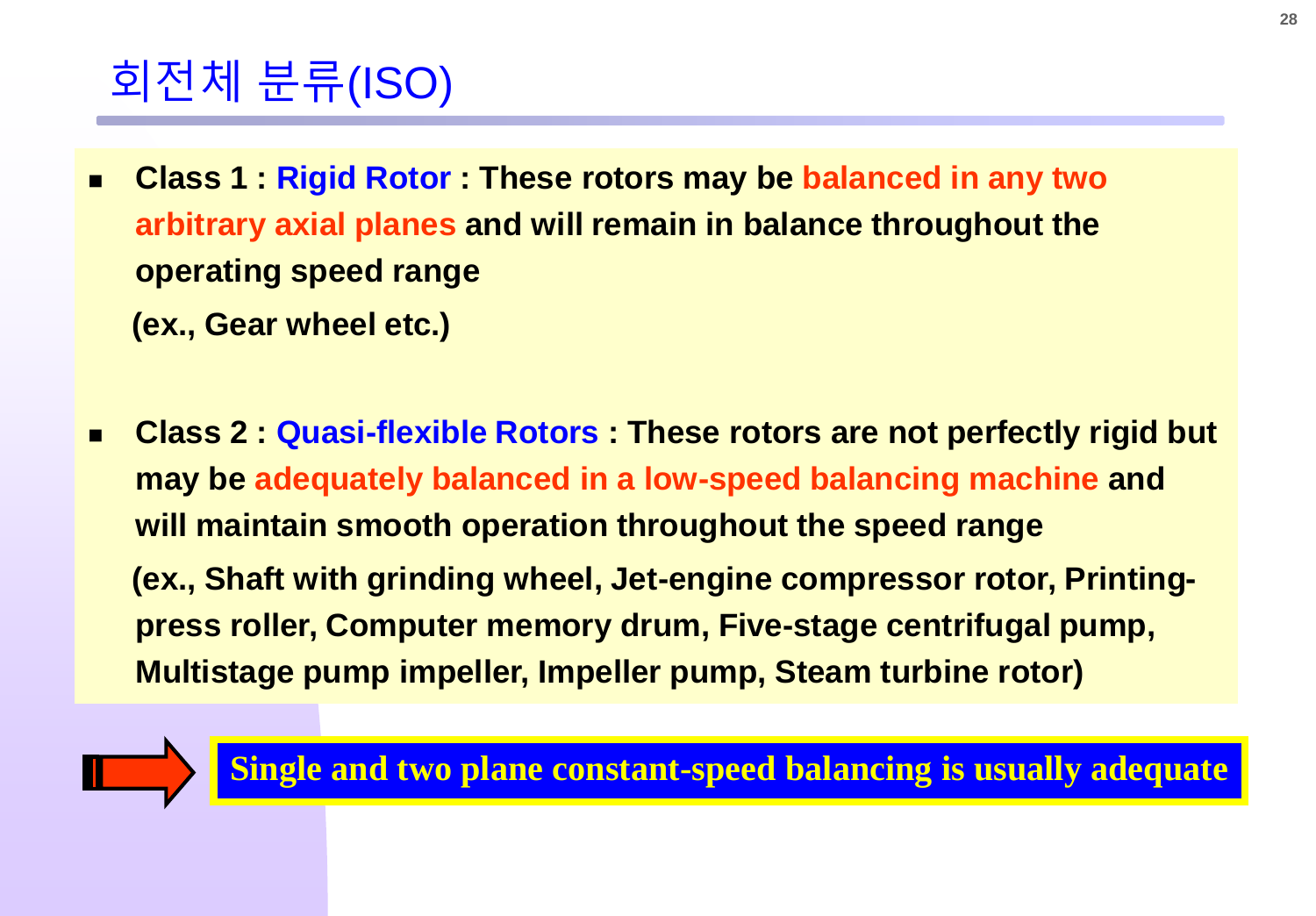# 회전체 분류(ISO)

- **Class 1 : Rigid Rotor : These rotors may be balanced in any two arbitrary axial planes and will remain in balance throughout the operating speed range**

  **(ex., Gear wheel etc.)**

- **Class 2 : Quasi-flexible Rotors : These rotors are not perfectly rigid but may be adequately balanced in a low-speed balancing machine and will maintain smooth operation throughout the speed range**

  **(ex., Shaft with grinding wheel, Jet-engine compressor rotor, Printing-press roller, Computer memory drum, Five-stage centrifugal pump, Multistage pump impeller, Impeller pump, Steam turbine rotor)**

**Single and two plane constant-speed balancing is usually adequate**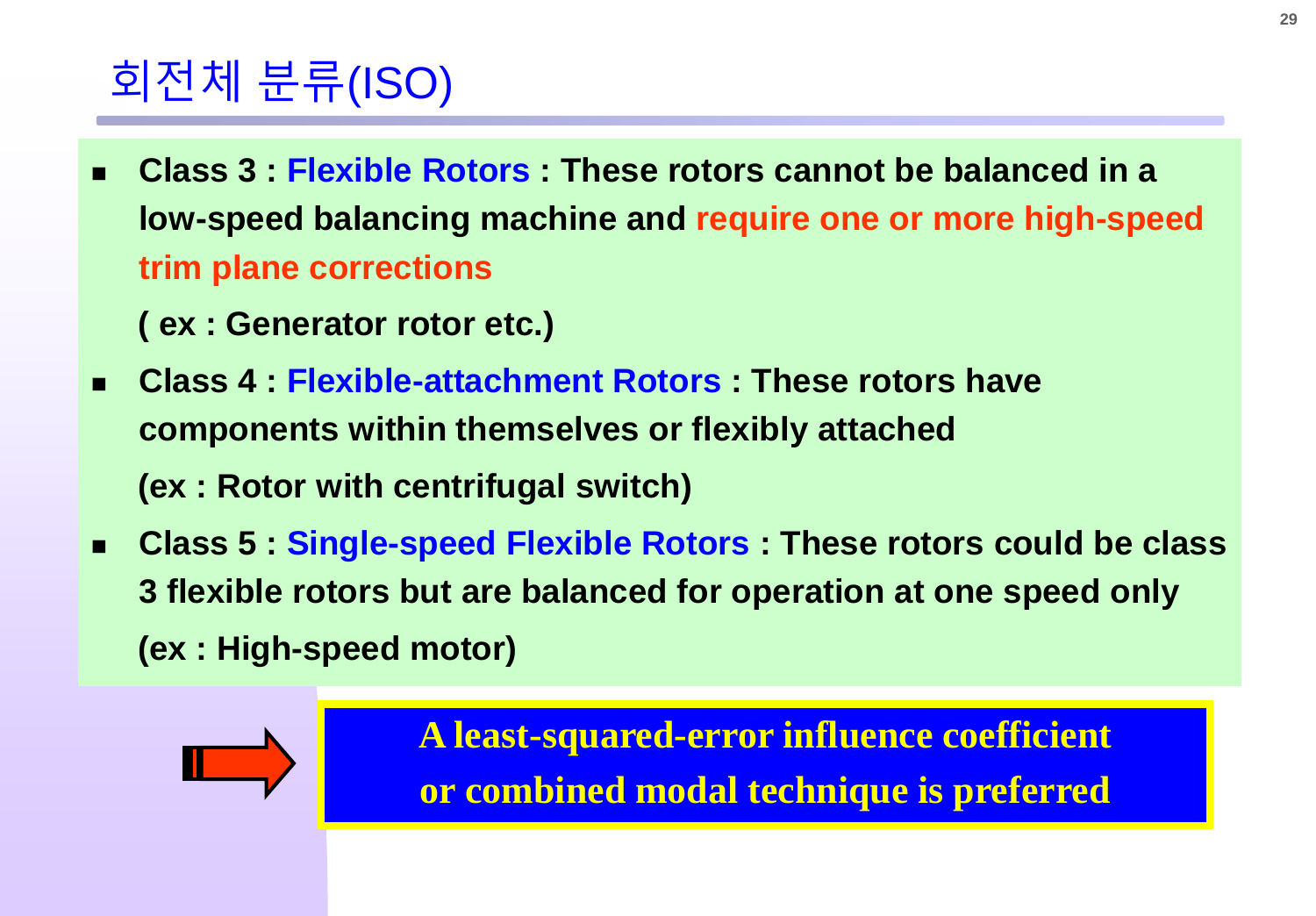# 회전체 분류(ISO)

- **Class 3 : Flexible Rotors : These rotors cannot be balanced in a low-speed balancing machine and require one or more high-speed trim plane corrections**

  **( ex : Generator rotor etc.)**

- **Class 4 : Flexible-attachment Rotors : These rotors have components within themselves or flexibly attached**

  **(ex : Rotor with centrifugal switch)**

- **Class 5 : Single-speed Flexible Rotors : These rotors could be class 3 flexible rotors but are balanced for operation at one speed only**

  **(ex : High-speed motor)**

**A least-squared-error influence coefficient or combined modal technique is preferred**